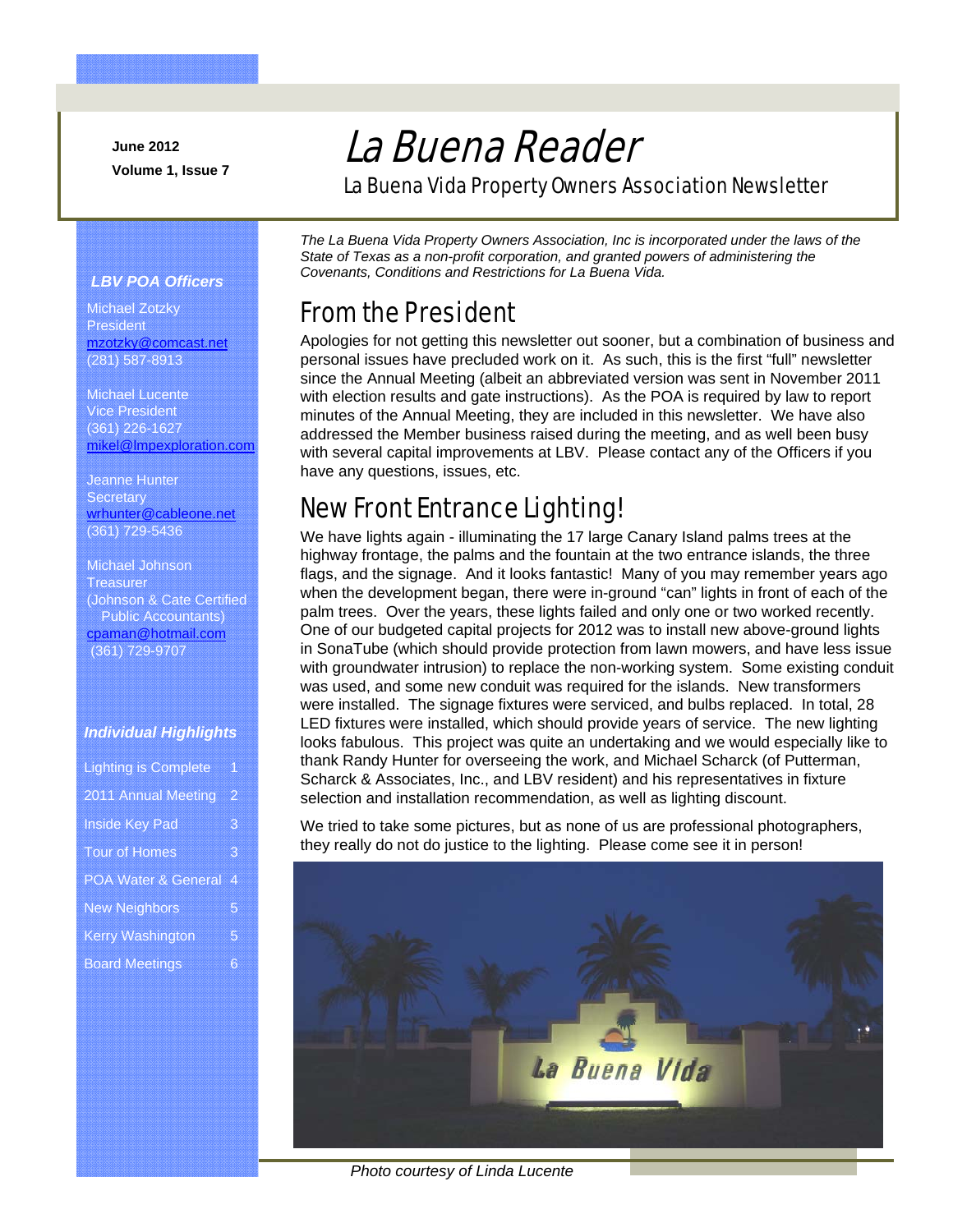June 2012

Volume 1, Issue 7

# La Buena Reader

La Buena Vida Property Owners Association Newsletter

***LBV POA Officers***

Michael Zotzky
President
mzotzky@comcast.net
(281) 587-8913

Michael Lucente
Vice President
(361) 226-1627
mikel@lmpexploration.com

Jeanne Hunter
Secretary
wrhunter@cableone.net
(361) 729-5436

Michael Johnson
Treasurer
(Johnson & Cate Certified Public Accountants)
cpaman@hotmail.com
(361) 729-9707

***Individual Highlights***

| | |
|---|---|
| Lighting is Complete | 1 |
| 2011 Annual Meeting | 2 |
| Inside Key Pad | 3 |
| Tour of Homes | 3 |
| POA Water & General | 4 |
| New Neighbors | 5 |
| Kerry Washington | 5 |
| Board Meetings | 6 |

*The La Buena Vida Property Owners Association, Inc is incorporated under the laws of the State of Texas as a non-profit corporation, and granted powers of administering the Covenants, Conditions and Restrictions for La Buena Vida.*

## From the President

Apologies for not getting this newsletter out sooner, but a combination of business and personal issues have precluded work on it. As such, this is the first "full" newsletter since the Annual Meeting (albeit an abbreviated version was sent in November 2011 with election results and gate instructions). As the POA is required by law to report minutes of the Annual Meeting, they are included in this newsletter. We have also addressed the Member business raised during the meeting, and as well been busy with several capital improvements at LBV. Please contact any of the Officers if you have any questions, issues, etc.

## New Front Entrance Lighting!

We have lights again - illuminating the 17 large Canary Island palms trees at the highway frontage, the palms and the fountain at the two entrance islands, the three flags, and the signage. And it looks fantastic! Many of you may remember years ago when the development began, there were in-ground "can" lights in front of each of the palm trees. Over the years, these lights failed and only one or two worked recently. One of our budgeted capital projects for 2012 was to install new above-ground lights in SonaTube (which should provide protection from lawn mowers, and have less issue with groundwater intrusion) to replace the non-working system. Some existing conduit was used, and some new conduit was required for the islands. New transformers were installed. The signage fixtures were serviced, and bulbs replaced. In total, 28 LED fixtures were installed, which should provide years of service. The new lighting looks fabulous. This project was quite an undertaking and we would especially like to thank Randy Hunter for overseeing the work, and Michael Scharck (of Putterman, Scharck & Associates, Inc., and LBV resident) and his representatives in fixture selection and installation recommendation, as well as lighting discount.

We tried to take some pictures, but as none of us are professional photographers, they really do not do justice to the lighting. Please come see it in person!

*Photo courtesy of Linda Lucente*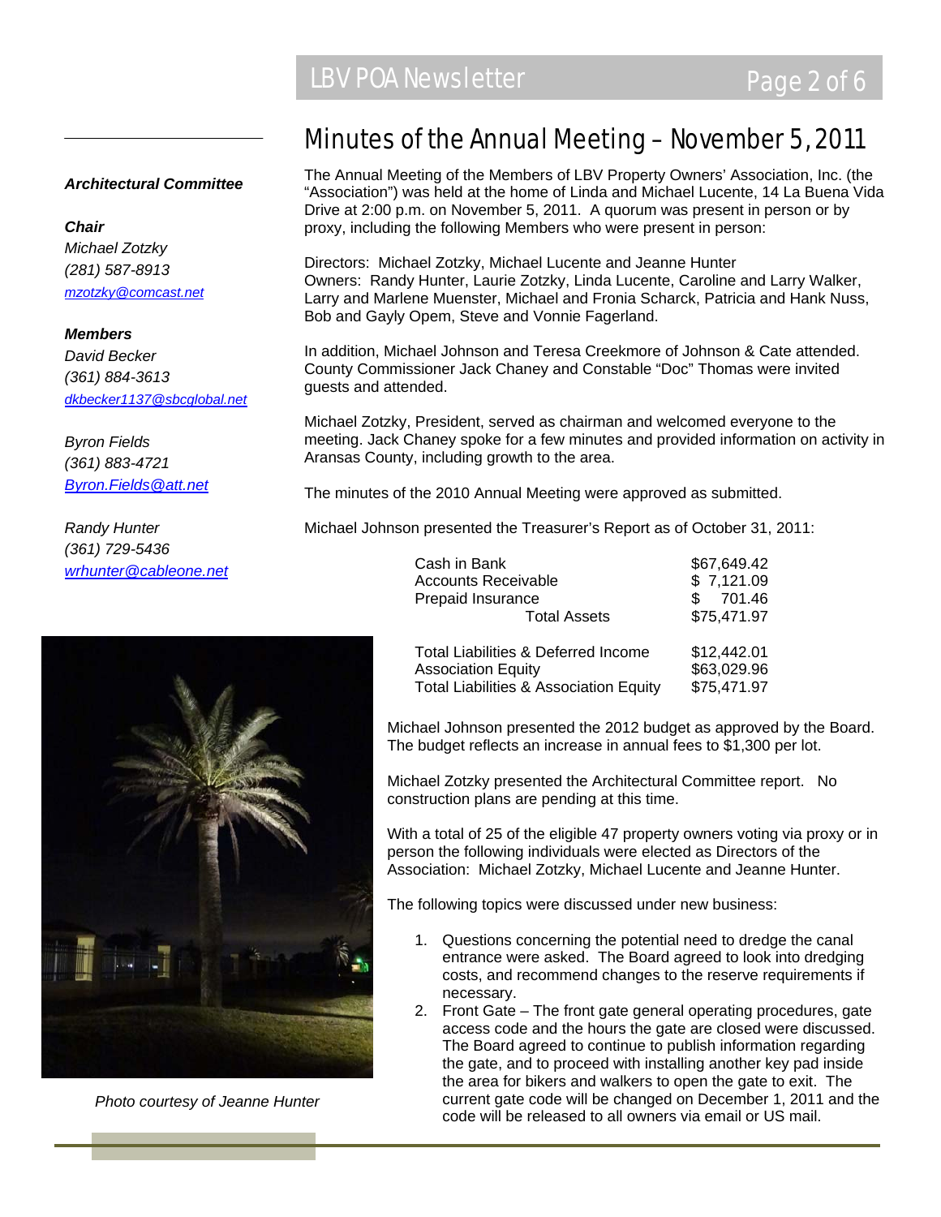### Architectural Committee

***Chair***

*Michael Zotzky*
*(281) 587-8913*
*mzotzky@comcast.net*

***Members***

*David Becker*
*(361) 884-3613*
*dkbecker1137@sbcglobal.net*

*Byron Fields*
*(361) 883-4721*
*Byron.Fields@att.net*

*Randy Hunter*
*(361) 729-5436*
*wrhunter@cableone.net*

*Photo courtesy of Jeanne Hunter*

# Minutes of the Annual Meeting – November 5, 2011

The Annual Meeting of the Members of LBV Property Owners' Association, Inc. (the "Association") was held at the home of Linda and Michael Lucente, 14 La Buena Vida Drive at 2:00 p.m. on November 5, 2011. A quorum was present in person or by proxy, including the following Members who were present in person:

Directors: Michael Zotzky, Michael Lucente and Jeanne Hunter
Owners: Randy Hunter, Laurie Zotzky, Linda Lucente, Caroline and Larry Walker, Larry and Marlene Muenster, Michael and Fronia Scharck, Patricia and Hank Nuss, Bob and Gayly Opem, Steve and Vonnie Fagerland.

In addition, Michael Johnson and Teresa Creekmore of Johnson & Cate attended. County Commissioner Jack Chaney and Constable "Doc" Thomas were invited guests and attended.

Michael Zotzky, President, served as chairman and welcomed everyone to the meeting. Jack Chaney spoke for a few minutes and provided information on activity in Aransas County, including growth to the area.

The minutes of the 2010 Annual Meeting were approved as submitted.

Michael Johnson presented the Treasurer's Report as of October 31, 2011:

| | |
|---|---|
| Cash in Bank | $67,649.42 |
| Accounts Receivable | $ 7,121.09 |
| Prepaid Insurance | $ 701.46 |
| Total Assets | $75,471.97 |
| | |
| Total Liabilities & Deferred Income | $12,442.01 |
| Association Equity | $63,029.96 |
| Total Liabilities & Association Equity | $75,471.97 |

Michael Johnson presented the 2012 budget as approved by the Board. The budget reflects an increase in annual fees to $1,300 per lot.

Michael Zotzky presented the Architectural Committee report. No construction plans are pending at this time.

With a total of 25 of the eligible 47 property owners voting via proxy or in person the following individuals were elected as Directors of the Association: Michael Zotzky, Michael Lucente and Jeanne Hunter.

The following topics were discussed under new business:

1. Questions concerning the potential need to dredge the canal entrance were asked. The Board agreed to look into dredging costs, and recommend changes to the reserve requirements if necessary.
2. Front Gate – The front gate general operating procedures, gate access code and the hours the gate are closed were discussed. The Board agreed to continue to publish information regarding the gate, and to proceed with installing another key pad inside the area for bikers and walkers to open the gate to exit. The current gate code will be changed on December 1, 2011 and the code will be released to all owners via email or US mail.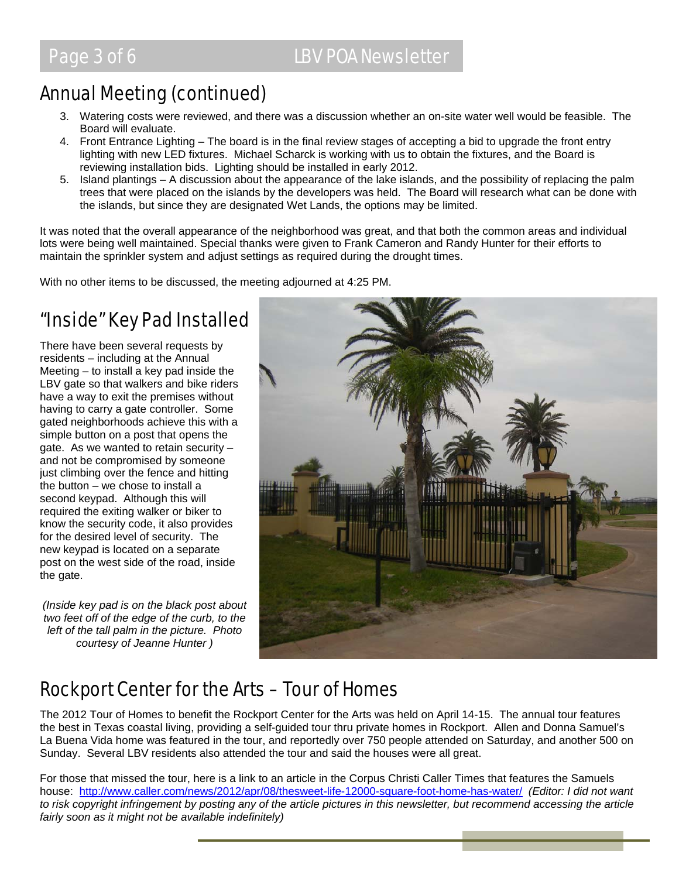## Annual Meeting (continued)

3. Watering costs were reviewed, and there was a discussion whether an on-site water well would be feasible. The Board will evaluate.
4. Front Entrance Lighting – The board is in the final review stages of accepting a bid to upgrade the front entry lighting with new LED fixtures. Michael Scharck is working with us to obtain the fixtures, and the Board is reviewing installation bids. Lighting should be installed in early 2012.
5. Island plantings – A discussion about the appearance of the lake islands, and the possibility of replacing the palm trees that were placed on the islands by the developers was held. The Board will research what can be done with the islands, but since they are designated Wet Lands, the options may be limited.

It was noted that the overall appearance of the neighborhood was great, and that both the common areas and individual lots were being well maintained. Special thanks were given to Frank Cameron and Randy Hunter for their efforts to maintain the sprinkler system and adjust settings as required during the drought times.

With no other items to be discussed, the meeting adjourned at 4:25 PM.

## "Inside" Key Pad Installed

There have been several requests by residents – including at the Annual Meeting – to install a key pad inside the LBV gate so that walkers and bike riders have a way to exit the premises without having to carry a gate controller. Some gated neighborhoods achieve this with a simple button on a post that opens the gate. As we wanted to retain security – and not be compromised by someone just climbing over the fence and hitting the button – we chose to install a second keypad. Although this will required the exiting walker or biker to know the security code, it also provides for the desired level of security. The new keypad is located on a separate post on the west side of the road, inside the gate.

*(Inside key pad is on the black post about two feet off of the edge of the curb, to the left of the tall palm in the picture. Photo courtesy of Jeanne Hunter )*

## Rockport Center for the Arts – Tour of Homes

The 2012 Tour of Homes to benefit the Rockport Center for the Arts was held on April 14-15. The annual tour features the best in Texas coastal living, providing a self-guided tour thru private homes in Rockport. Allen and Donna Samuel's La Buena Vida home was featured in the tour, and reportedly over 750 people attended on Saturday, and another 500 on Sunday. Several LBV residents also attended the tour and said the houses were all great.

For those that missed the tour, here is a link to an article in the Corpus Christi Caller Times that features the Samuels house: http://www.caller.com/news/2012/apr/08/thesweet-life-12000-square-foot-home-has-water/ *(Editor: I did not want to risk copyright infringement by posting any of the article pictures in this newsletter, but recommend accessing the article fairly soon as it might not be available indefinitely)*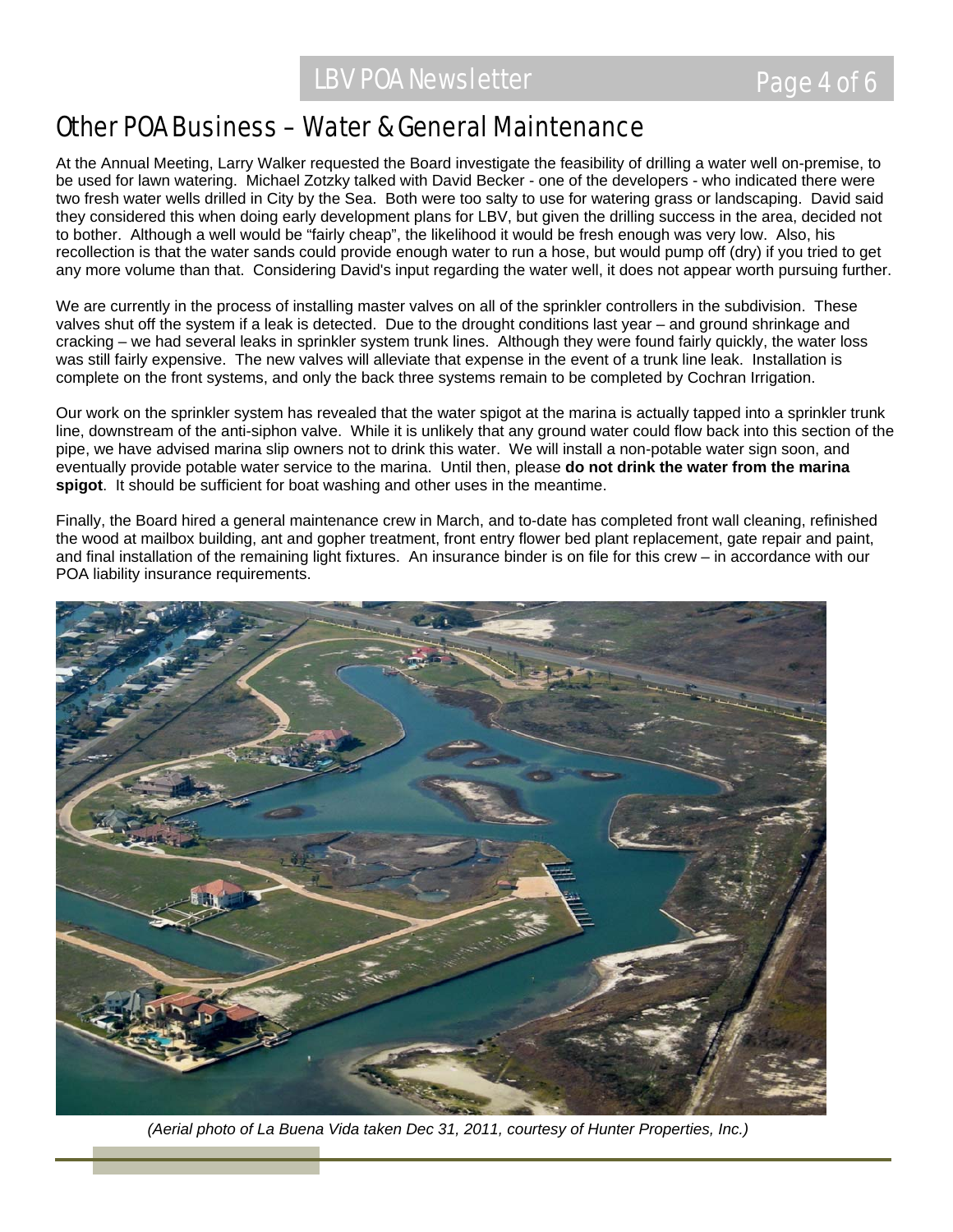# Other POA Business – Water & General Maintenance

At the Annual Meeting, Larry Walker requested the Board investigate the feasibility of drilling a water well on-premise, to be used for lawn watering. Michael Zotzky talked with David Becker - one of the developers - who indicated there were two fresh water wells drilled in City by the Sea. Both were too salty to use for watering grass or landscaping. David said they considered this when doing early development plans for LBV, but given the drilling success in the area, decided not to bother. Although a well would be "fairly cheap", the likelihood it would be fresh enough was very low. Also, his recollection is that the water sands could provide enough water to run a hose, but would pump off (dry) if you tried to get any more volume than that. Considering David's input regarding the water well, it does not appear worth pursuing further.

We are currently in the process of installing master valves on all of the sprinkler controllers in the subdivision. These valves shut off the system if a leak is detected. Due to the drought conditions last year – and ground shrinkage and cracking – we had several leaks in sprinkler system trunk lines. Although they were found fairly quickly, the water loss was still fairly expensive. The new valves will alleviate that expense in the event of a trunk line leak. Installation is complete on the front systems, and only the back three systems remain to be completed by Cochran Irrigation.

Our work on the sprinkler system has revealed that the water spigot at the marina is actually tapped into a sprinkler trunk line, downstream of the anti-siphon valve. While it is unlikely that any ground water could flow back into this section of the pipe, we have advised marina slip owners not to drink this water. We will install a non-potable water sign soon, and eventually provide potable water service to the marina. Until then, please **do not drink the water from the marina spigot**. It should be sufficient for boat washing and other uses in the meantime.

Finally, the Board hired a general maintenance crew in March, and to-date has completed front wall cleaning, refinished the wood at mailbox building, ant and gopher treatment, front entry flower bed plant replacement, gate repair and paint, and final installation of the remaining light fixtures. An insurance binder is on file for this crew – in accordance with our POA liability insurance requirements.

*(Aerial photo of La Buena Vida taken Dec 31, 2011, courtesy of Hunter Properties, Inc.)*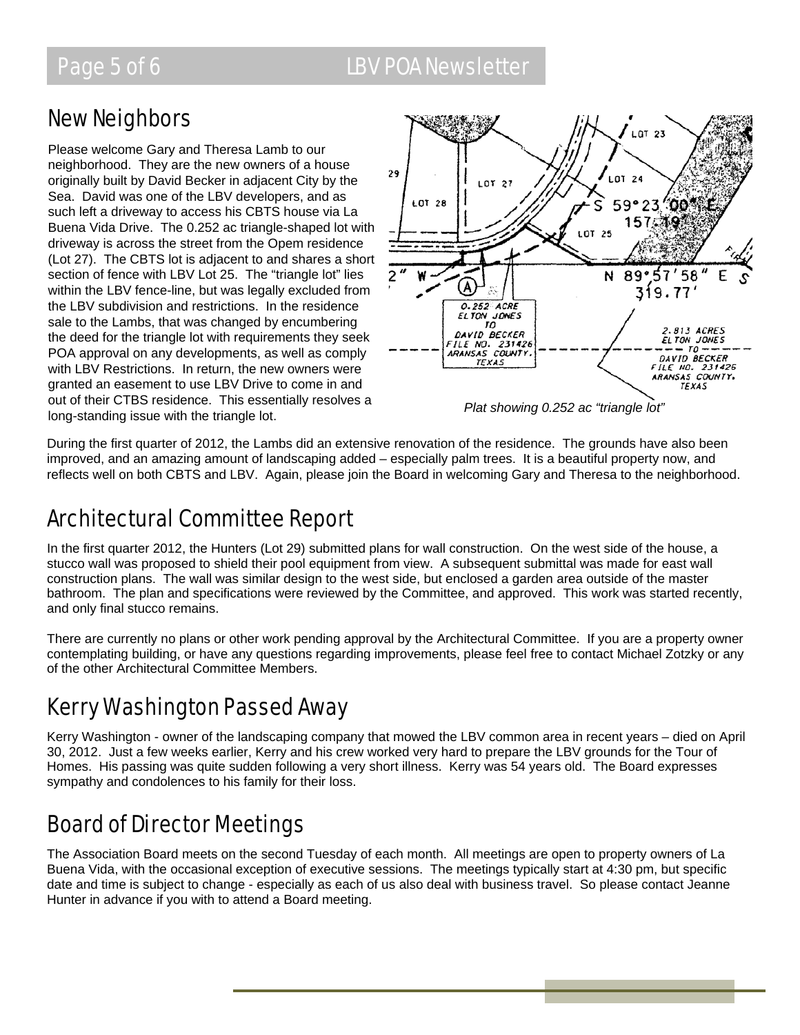## New Neighbors

Please welcome Gary and Theresa Lamb to our neighborhood. They are the new owners of a house originally built by David Becker in adjacent City by the Sea. David was one of the LBV developers, and as such left a driveway to access his CBTS house via La Buena Vida Drive. The 0.252 ac triangle-shaped lot with driveway is across the street from the Opem residence (Lot 27). The CBTS lot is adjacent to and shares a short section of fence with LBV Lot 25. The "triangle lot" lies within the LBV fence-line, but was legally excluded from the LBV subdivision and restrictions. In the residence sale to the Lambs, that was changed by encumbering the deed for the triangle lot with requirements they seek POA approval on any developments, as well as comply with LBV Restrictions. In return, the new owners were granted an easement to use LBV Drive to come in and out of their CTBS residence. This essentially resolves a long-standing issue with the triangle lot.

*Plat showing 0.252 ac "triangle lot"*

During the first quarter of 2012, the Lambs did an extensive renovation of the residence. The grounds have also been improved, and an amazing amount of landscaping added – especially palm trees. It is a beautiful property now, and reflects well on both CBTS and LBV. Again, please join the Board in welcoming Gary and Theresa to the neighborhood.

## Architectural Committee Report

In the first quarter 2012, the Hunters (Lot 29) submitted plans for wall construction. On the west side of the house, a stucco wall was proposed to shield their pool equipment from view. A subsequent submittal was made for east wall construction plans. The wall was similar design to the west side, but enclosed a garden area outside of the master bathroom. The plan and specifications were reviewed by the Committee, and approved. This work was started recently, and only final stucco remains.

There are currently no plans or other work pending approval by the Architectural Committee. If you are a property owner contemplating building, or have any questions regarding improvements, please feel free to contact Michael Zotzky or any of the other Architectural Committee Members.

## Kerry Washington Passed Away

Kerry Washington - owner of the landscaping company that mowed the LBV common area in recent years – died on April 30, 2012. Just a few weeks earlier, Kerry and his crew worked very hard to prepare the LBV grounds for the Tour of Homes. His passing was quite sudden following a very short illness. Kerry was 54 years old. The Board expresses sympathy and condolences to his family for their loss.

## Board of Director Meetings

The Association Board meets on the second Tuesday of each month. All meetings are open to property owners of La Buena Vida, with the occasional exception of executive sessions. The meetings typically start at 4:30 pm, but specific date and time is subject to change - especially as each of us also deal with business travel. So please contact Jeanne Hunter in advance if you with to attend a Board meeting.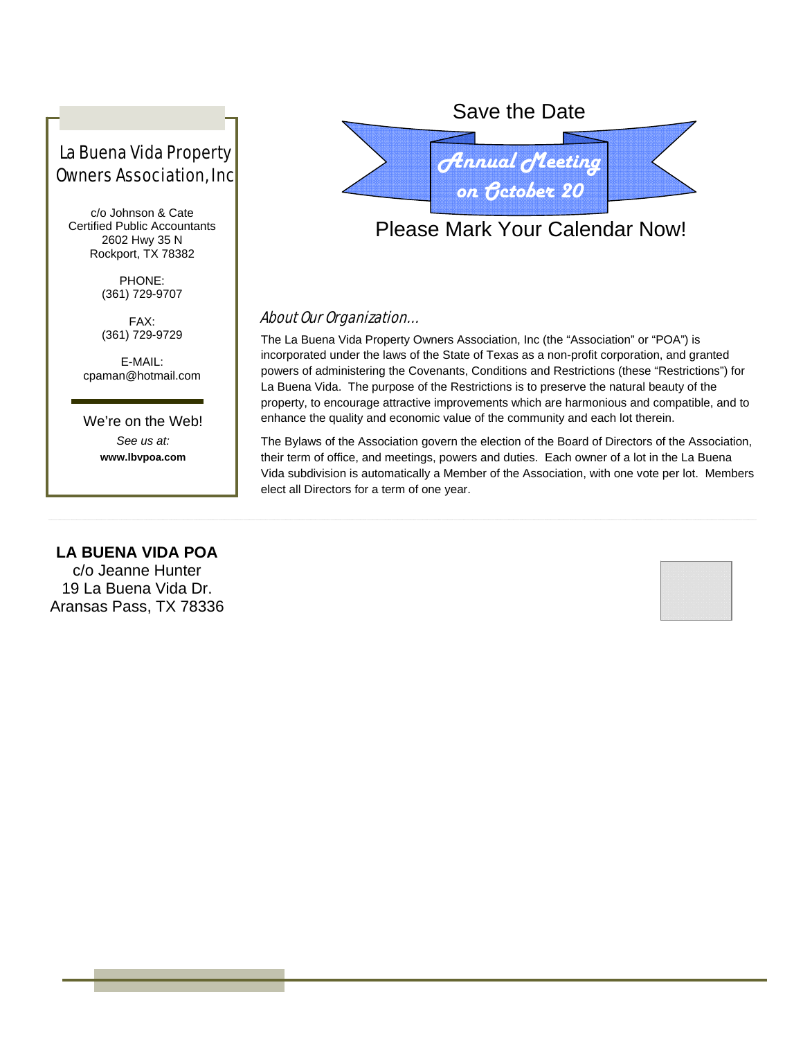## La Buena Vida Property Owners Association, Inc

c/o Johnson & Cate
Certified Public Accountants
2602 Hwy 35 N
Rockport, TX 78382

PHONE:
(361) 729-9707

FAX:
(361) 729-9729

E-MAIL:
cpaman@hotmail.com

We're on the Web!

*See us at:*

**www.lbvpoa.com**

Save the Date

***Annual Meeting on October 20***

Please Mark Your Calendar Now!

### *About Our Organization...*

The La Buena Vida Property Owners Association, Inc (the "Association" or "POA") is incorporated under the laws of the State of Texas as a non-profit corporation, and granted powers of administering the Covenants, Conditions and Restrictions (these "Restrictions") for La Buena Vida. The purpose of the Restrictions is to preserve the natural beauty of the property, to encourage attractive improvements which are harmonious and compatible, and to enhance the quality and economic value of the community and each lot therein.

The Bylaws of the Association govern the election of the Board of Directors of the Association, their term of office, and meetings, powers and duties. Each owner of a lot in the La Buena Vida subdivision is automatically a Member of the Association, with one vote per lot. Members elect all Directors for a term of one year.

**LA BUENA VIDA POA**
c/o Jeanne Hunter
19 La Buena Vida Dr.
Aransas Pass, TX 78336